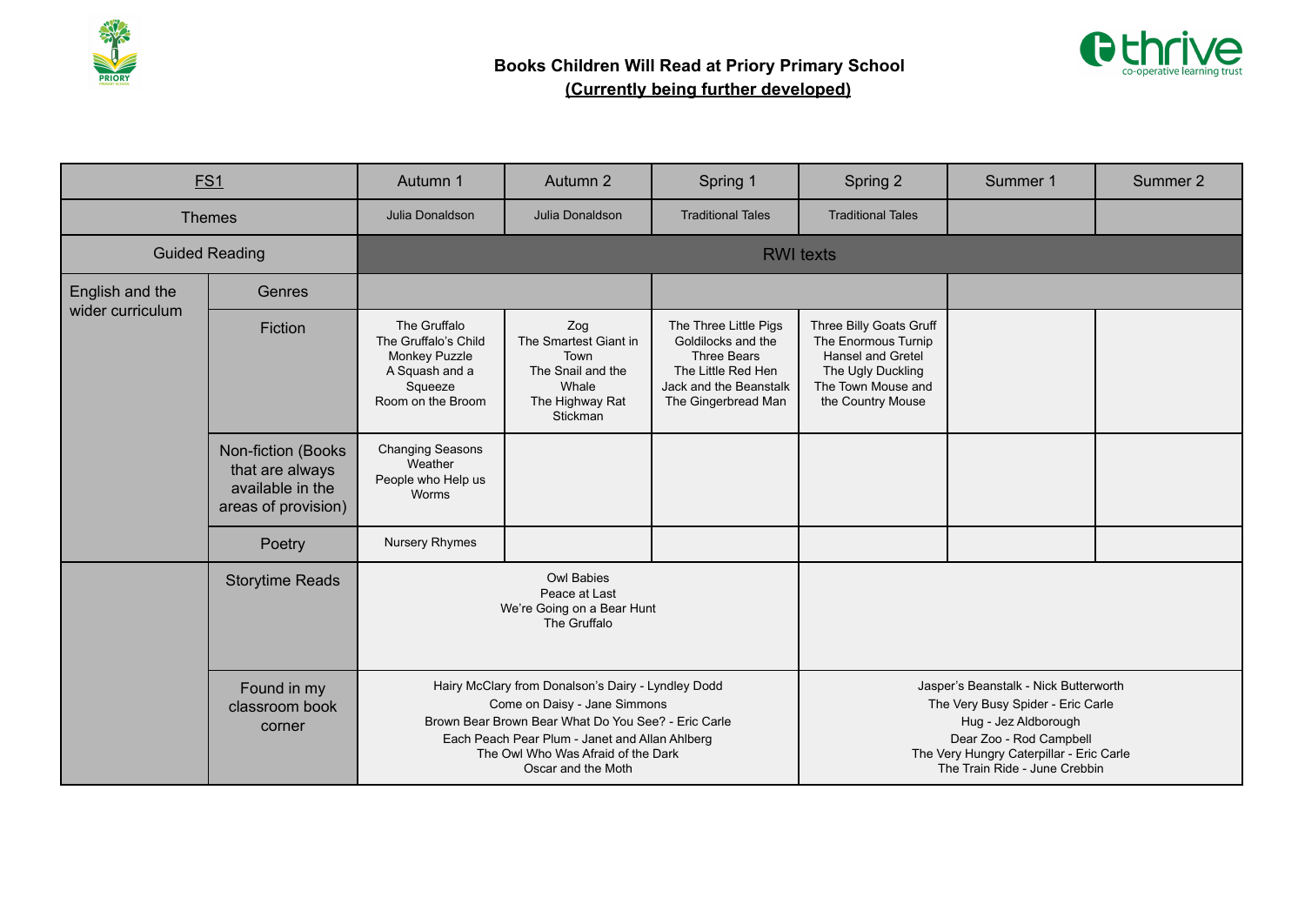**Books Children Will Read at Priory Primary School**
**(Currently being further developed)**

| FS1 | | Autumn 1 | Autumn 2 | Spring 1 | Spring 2 | Summer 1 | Summer 2 |
|---|---|---|---|---|---|---|---|
| Themes | | Julia Donaldson | Julia Donaldson | Traditional Tales | Traditional Tales | | |
| Guided Reading | | RWI texts | | | | | |
| English and the wider curriculum | Genres | | | | | | |
| | Fiction | The Gruffalo<br>The Gruffalo's Child<br>Monkey Puzzle<br>A Squash and a Squeeze<br>Room on the Broom | Zog<br>The Smartest Giant in Town<br>The Snail and the Whale<br>The Highway Rat<br>Stickman | The Three Little Pigs<br>Goldilocks and the Three Bears<br>The Little Red Hen<br>Jack and the Beanstalk<br>The Gingerbread Man | Three Billy Goats Gruff<br>The Enormous Turnip<br>Hansel and Gretel<br>The Ugly Duckling<br>The Town Mouse and the Country Mouse | | |
| | Non-fiction (Books that are always available in the areas of provision) | Changing Seasons<br>Weather<br>People who Help us<br>Worms | | | | | |
| | Poetry | Nursery Rhymes | | | | | |
| | Storytime Reads | Owl Babies<br>Peace at Last<br>We're Going on a Bear Hunt<br>The Gruffalo | | | | | |
| | Found in my classroom book corner | Hairy McClary from Donalson's Dairy - Lyndley Dodd<br>Come on Daisy - Jane Simmons<br>Brown Bear Brown Bear What Do You See? - Eric Carle<br>Each Peach Pear Plum - Janet and Allan Ahlberg<br>The Owl Who Was Afraid of the Dark<br>Oscar and the Moth | | | Jasper's Beanstalk - Nick Butterworth<br>The Very Busy Spider - Eric Carle<br>Hug - Jez Aldborough<br>Dear Zoo - Rod Campbell<br>The Very Hungry Caterpillar - Eric Carle<br>The Train Ride - June Crebbin | | |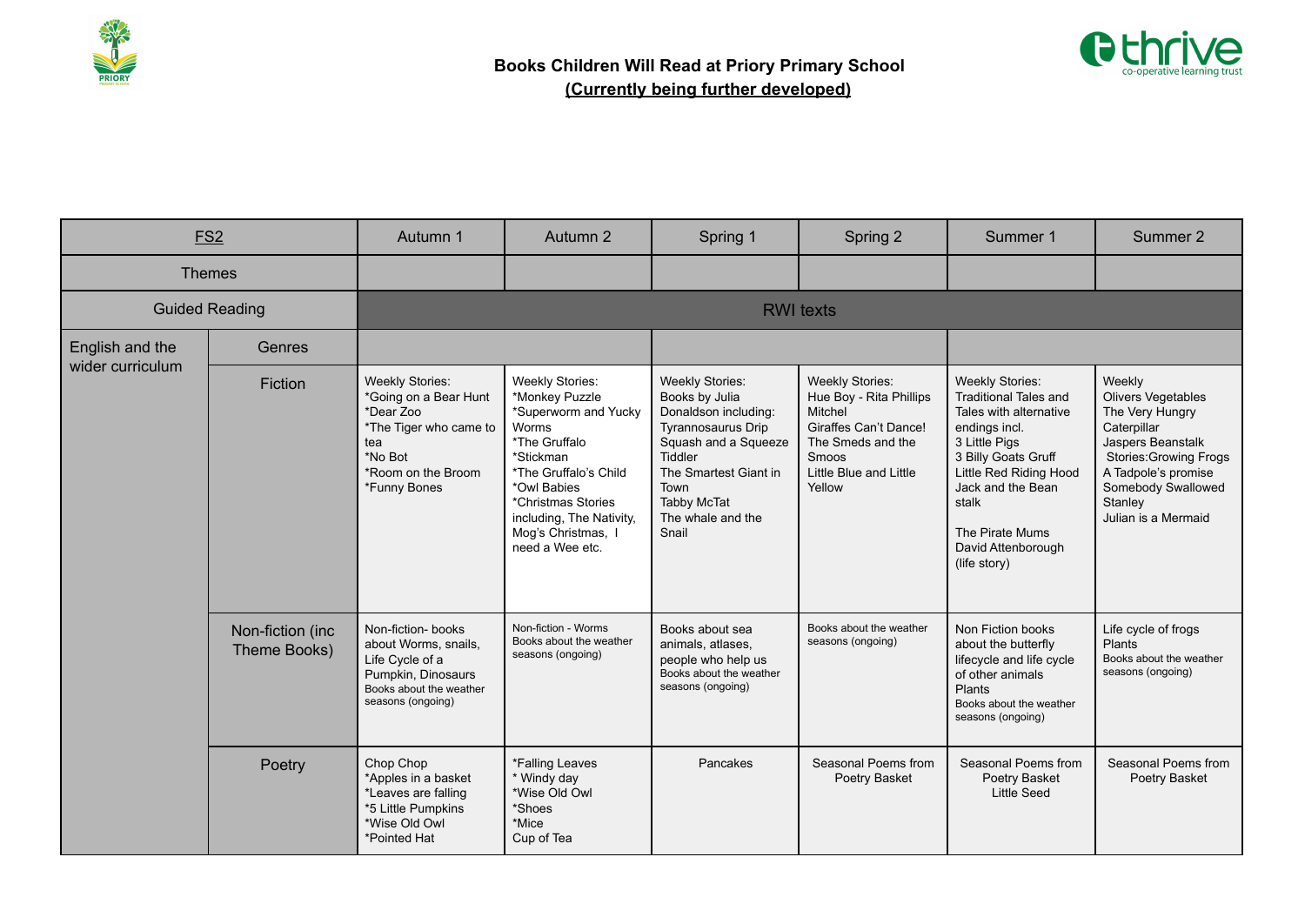# Books Children Will Read at Priory Primary School

**(Currently being further developed)**

| FS2 | | Autumn 1 | Autumn 2 | Spring 1 | Spring 2 | Summer 1 | Summer 2 |
|---|---|---|---|---|---|---|---|
| Themes | | | | | | | |
| Guided Reading | | RWI texts | | | | | |
| English and the wider curriculum | Genres | | | | | | |
| | Fiction | Weekly Stories:<br>*Going on a Bear Hunt<br>*Dear Zoo<br>*The Tiger who came to tea<br>*No Bot<br>*Room on the Broom<br>*Funny Bones | Weekly Stories:<br>*Monkey Puzzle<br>*Superworm and Yucky Worms<br>*The Gruffalo<br>*Stickman<br>*The Gruffalo's Child<br>*Owl Babies<br>*Christmas Stories including, The Nativity, Mog's Christmas, I need a Wee etc. | Weekly Stories:<br>Books by Julia Donaldson including:<br>Tyrannosaurus Drip<br>Squash and a Squeeze<br>Tiddler<br>The Smartest Giant in Town<br>Tabby McTat<br>The whale and the Snail | Weekly Stories:<br>Hue Boy - Rita Phillips Mitchel<br>Giraffes Can't Dance!<br>The Smeds and the Smoos<br>Little Blue and Little Yellow | Weekly Stories:<br>Traditional Tales and Tales with alternative endings incl.<br>3 Little Pigs<br>3 Billy Goats Gruff<br>Little Red Riding Hood<br>Jack and the Bean stalk<br><br>The Pirate Mums<br>David Attenborough (life story) | Weekly<br>Olivers Vegetables<br>The Very Hungry Caterpillar<br>Jaspers Beanstalk<br>Stories:Growing Frogs<br>A Tadpole's promise<br>Somebody Swallowed Stanley<br>Julian is a Mermaid |
| | Non-fiction (inc Theme Books) | Non-fiction- books about Worms, snails, Life Cycle of a Pumpkin, Dinosaurs<br>Books about the weather seasons (ongoing) | Non-fiction - Worms<br>Books about the weather seasons (ongoing) | Books about sea animals, atlases, people who help us<br>Books about the weather seasons (ongoing) | Books about the weather seasons (ongoing) | Non Fiction books about the butterfly lifecycle and life cycle of other animals<br>Plants<br>Books about the weather seasons (ongoing) | Life cycle of frogs<br>Plants<br>Books about the weather seasons (ongoing) |
| | Poetry | Chop Chop<br>*Apples in a basket<br>*Leaves are falling<br>*5 Little Pumpkins<br>*Wise Old Owl<br>*Pointed Hat | *Falling Leaves<br>* Windy day<br>*Wise Old Owl<br>*Shoes<br>*Mice<br>Cup of Tea | Pancakes | Seasonal Poems from Poetry Basket | Seasonal Poems from Poetry Basket<br>Little Seed | Seasonal Poems from Poetry Basket |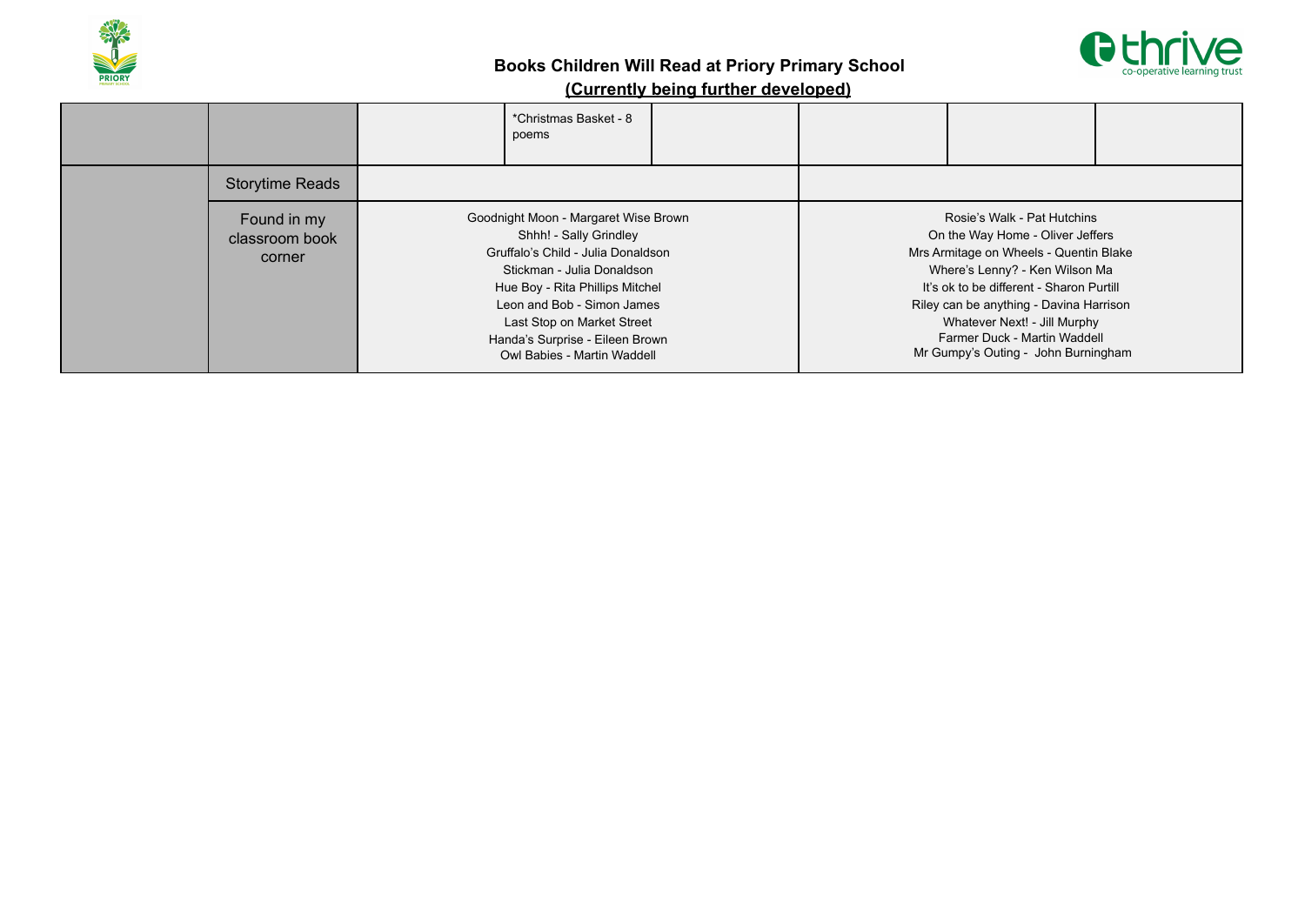**Books Children Will Read at Priory Primary School**

**(Currently being further developed)**

| | | | | | | | |
|---|---|---|---|---|---|---|---|
| | | | *Christmas Basket - 8 poems | | | | |
| | Storytime Reads | | | | | | |
| | Found in my classroom book corner | Goodnight Moon - Margaret Wise Brown<br>Shhh! - Sally Grindley<br>Gruffalo's Child - Julia Donaldson<br>Stickman - Julia Donaldson<br>Hue Boy - Rita Phillips Mitchel<br>Leon and Bob - Simon James<br>Last Stop on Market Street<br>Handa's Surprise - Eileen Brown<br>Owl Babies - Martin Waddell | | | Rosie's Walk - Pat Hutchins<br>On the Way Home - Oliver Jeffers<br>Mrs Armitage on Wheels - Quentin Blake<br>Where's Lenny? - Ken Wilson Ma<br>It's ok to be different - Sharon Purtill<br>Riley can be anything - Davina Harrison<br>Whatever Next! - Jill Murphy<br>Farmer Duck - Martin Waddell<br>Mr Gumpy's Outing - John Burningham | | |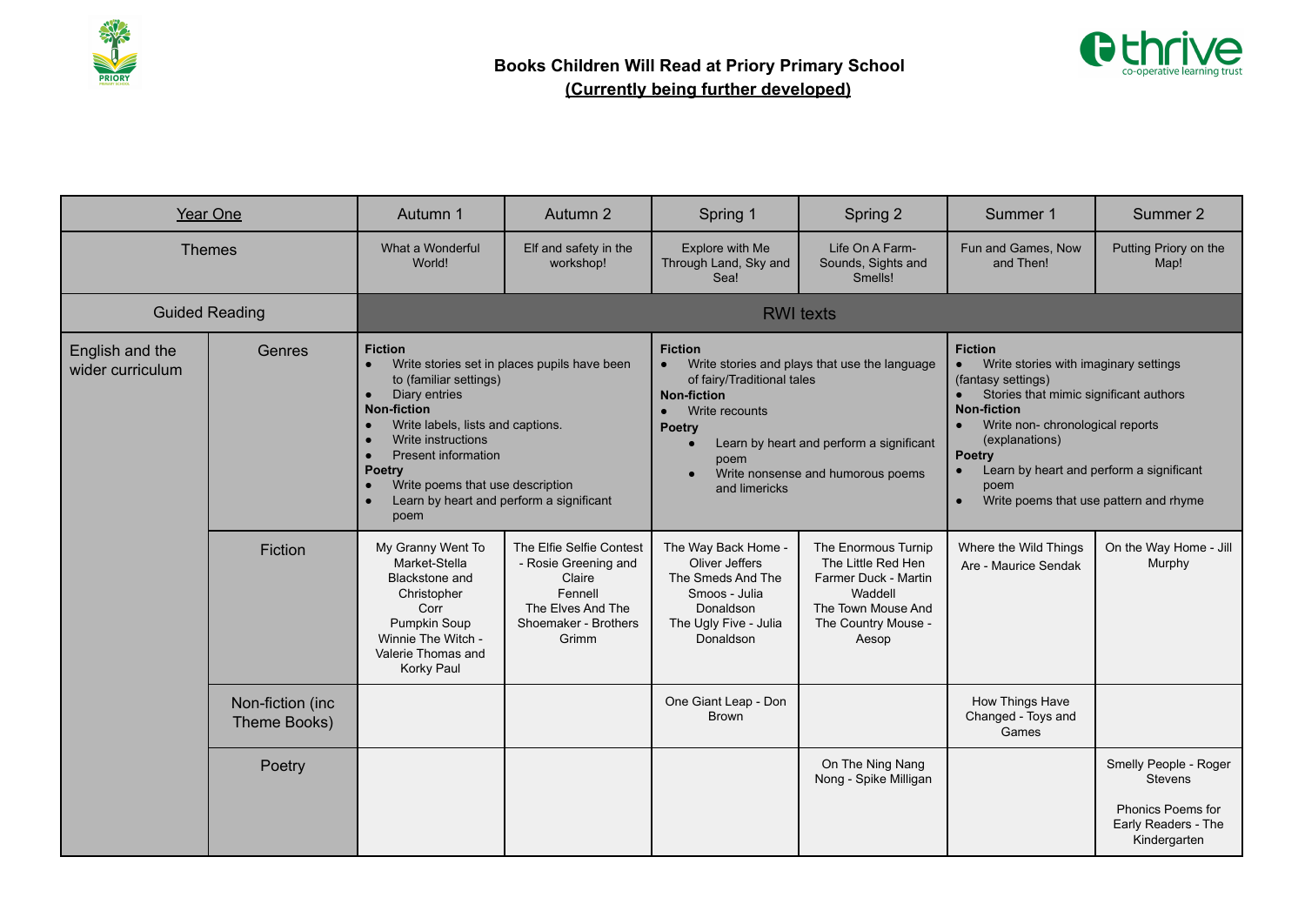# Books Children Will Read at Priory Primary School

## (Currently being further developed)

| Year One | | Autumn 1 | Autumn 2 | Spring 1 | Spring 2 | Summer 1 | Summer 2 |
|---|---|---|---|---|---|---|---|
| Themes | | What a Wonderful World! | Elf and safety in the workshop! | Explore with Me Through Land, Sky and Sea! | Life On A Farm- Sounds, Sights and Smells! | Fun and Games, Now and Then! | Putting Priory on the Map! |
| Guided Reading | | RWI texts | | | | | |
| English and the wider curriculum | Genres | **Fiction**<br>• Write stories set in places pupils have been to (familiar settings)<br>• Diary entries<br>**Non-fiction**<br>• Write labels, lists and captions.<br>• Write instructions<br>• Present information<br>**Poetry**<br>• Write poems that use description<br>• Learn by heart and perform a significant poem | | **Fiction**<br>• Write stories and plays that use the language of fairy/Traditional tales<br>**Non-fiction**<br>• Write recounts<br>**Poetry**<br>• Learn by heart and perform a significant poem<br>• Write nonsense and humorous poems and limericks | | **Fiction**<br>• Write stories with imaginary settings (fantasy settings)<br>• Stories that mimic significant authors<br>**Non-fiction**<br>• Write non- chronological reports (explanations)<br>**Poetry**<br>• Learn by heart and perform a significant poem<br>• Write poems that use pattern and rhyme | |
| | Fiction | My Granny Went To Market-Stella Blackstone and Christopher Corr<br>Pumpkin Soup<br>Winnie The Witch - Valerie Thomas and Korky Paul | The Elfie Selfie Contest - Rosie Greening and Claire Fennell<br>The Elves And The Shoemaker - Brothers Grimm | The Way Back Home - Oliver Jeffers<br>The Smeds And The Smoos - Julia Donaldson<br>The Ugly Five - Julia Donaldson | The Enormous Turnip<br>The Little Red Hen<br>Farmer Duck - Martin Waddell<br>The Town Mouse And The Country Mouse - Aesop | Where the Wild Things Are - Maurice Sendak | On the Way Home - Jill Murphy |
| | Non-fiction (inc Theme Books) | | | One Giant Leap - Don Brown | | How Things Have Changed - Toys and Games | |
| | Poetry | | | | On The Ning Nang Nong - Spike Milligan | | Smelly People - Roger Stevens<br><br>Phonics Poems for Early Readers - The Kindergarten |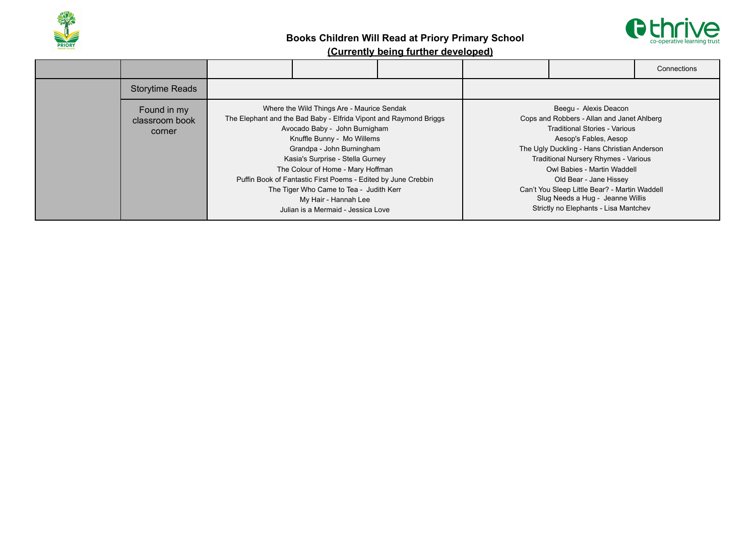**Books Children Will Read at Priory Primary School**

**(Currently being further developed)**

| | | | | | | | Connections |
|---|---|---|---|---|---|---|---|
| | Storytime Reads | | | | | | |
| | Found in my classroom book corner | Where the Wild Things Are - Maurice Sendak<br>The Elephant and the Bad Baby - Elfrida Vipont and Raymond Briggs<br>Avocado Baby - John Burnigham<br>Knuffle Bunny - Mo Willems<br>Grandpa - John Burningham<br>Kasia's Surprise - Stella Gurney<br>The Colour of Home - Mary Hoffman<br>Puffin Book of Fantastic First Poems - Edited by June Crebbin<br>The Tiger Who Came to Tea - Judith Kerr<br>My Hair - Hannah Lee<br>Julian is a Mermaid - Jessica Love | | | Beegu - Alexis Deacon<br>Cops and Robbers - Allan and Janet Ahlberg<br>Traditional Stories - Various<br>Aesop's Fables, Aesop<br>The Ugly Duckling - Hans Christian Anderson<br>Traditional Nursery Rhymes - Various<br>Owl Babies - Martin Waddell<br>Old Bear - Jane Hissey<br>Can't You Sleep Little Bear? - Martin Waddell<br>Slug Needs a Hug - Jeanne Willis<br>Strictly no Elephants - Lisa Mantchev | | |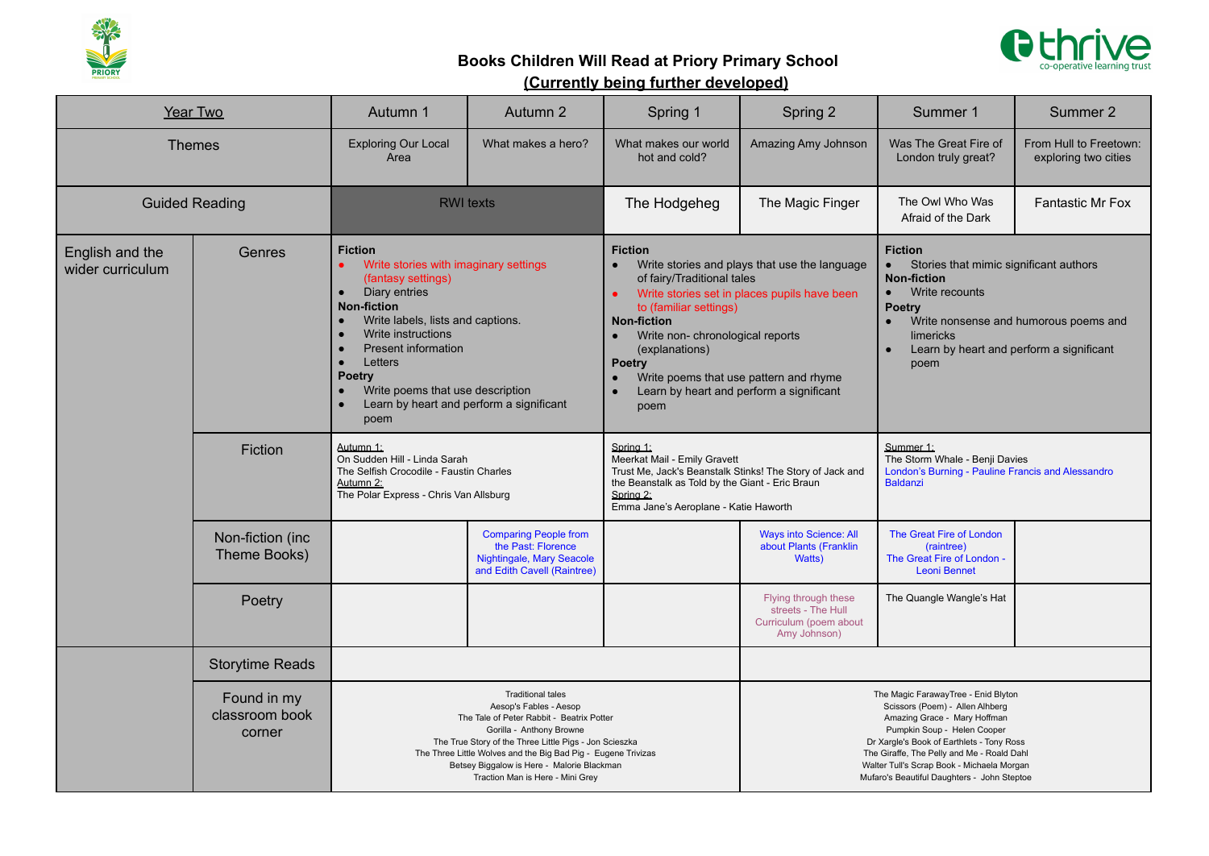# Books Children Will Read at Priory Primary School

**(Currently being further developed)**

| Year Two | | Autumn 1 | Autumn 2 | Spring 1 | Spring 2 | Summer 1 | Summer 2 |
|---|---|---|---|---|---|---|---|
| Themes | | Exploring Our Local Area | What makes a hero? | What makes our world hot and cold? | Amazing Amy Johnson | Was The Great Fire of London truly great? | From Hull to Freetown: exploring two cities |
| Guided Reading | | RWI texts | | The Hodgeheg | The Magic Finger | The Owl Who Was Afraid of the Dark | Fantastic Mr Fox |
| English and the wider curriculum | Genres | **Fiction** <br>• Write stories with imaginary settings (fantasy settings) <br>• Diary entries <br>**Non-fiction** <br>• Write labels, lists and captions. <br>• Write instructions <br>• Present information <br>• Letters <br>**Poetry** <br>• Write poems that use description <br>• Learn by heart and perform a significant poem | | **Fiction** <br>• Write stories and plays that use the language of fairy/Traditional tales <br>• Write stories set in places pupils have been to (familiar settings) <br>**Non-fiction** <br>• Write non- chronological reports (explanations) <br>**Poetry** <br>• Write poems that use pattern and rhyme <br>• Learn by heart and perform a significant poem | | **Fiction** <br>• Stories that mimic significant authors <br>**Non-fiction** <br>• Write recounts <br>**Poetry** <br>• Write nonsense and humorous poems and limericks <br>• Learn by heart and perform a significant poem | |
| | Fiction | Autumn 1: <br>On Sudden Hill - Linda Sarah <br>The Selfish Crocodile - Faustin Charles <br>Autumn 2: <br>The Polar Express - Chris Van Allsburg | | Spring 1: <br>Meerkat Mail - Emily Gravett <br>Trust Me, Jack's Beanstalk Stinks! The Story of Jack and the Beanstalk as Told by the Giant - Eric Braun <br>Spring 2: <br>Emma Jane's Aeroplane - Katie Haworth | | Summer 1: <br>The Storm Whale - Benji Davies <br>London's Burning - Pauline Francis and Alessandro Baldanzi | |
| | Non-fiction (inc Theme Books) | | Comparing People from the Past: Florence Nightingale, Mary Seacole and Edith Cavell (Raintree) | | Ways into Science: All about Plants (Franklin Watts) | The Great Fire of London (raintree) <br>The Great Fire of London - Leoni Bennet | |
| | Poetry | | | | Flying through these streets - The Hull Curriculum (poem about Amy Johnson) | The Quangle Wangle's Hat | |
| | Storytime Reads | | | | | | |
| | Found in my classroom book corner | Traditional tales <br>Aesop's Fables - Aesop <br>The Tale of Peter Rabbit - Beatrix Potter <br>Gorilla - Anthony Browne <br>The True Story of the Three Little Pigs - Jon Scieszka <br>The Three Little Wolves and the Big Bad Pig - Eugene Trivizas <br>Betsey Biggalow is Here - Malorie Blackman <br>Traction Man is Here - Mini Grey | | | The Magic FarawayTree - Enid Blyton <br>Scissors (Poem) - Allen Alhberg <br>Amazing Grace - Mary Hoffman <br>Pumpkin Soup - Helen Cooper <br>Dr Xargle's Book of Earthlets - Tony Ross <br>The Giraffe, The Pelly and Me - Roald Dahl <br>Walter Tull's Scrap Book - Michaela Morgan <br>Mufaro's Beautiful Daughters - John Steptoe | | |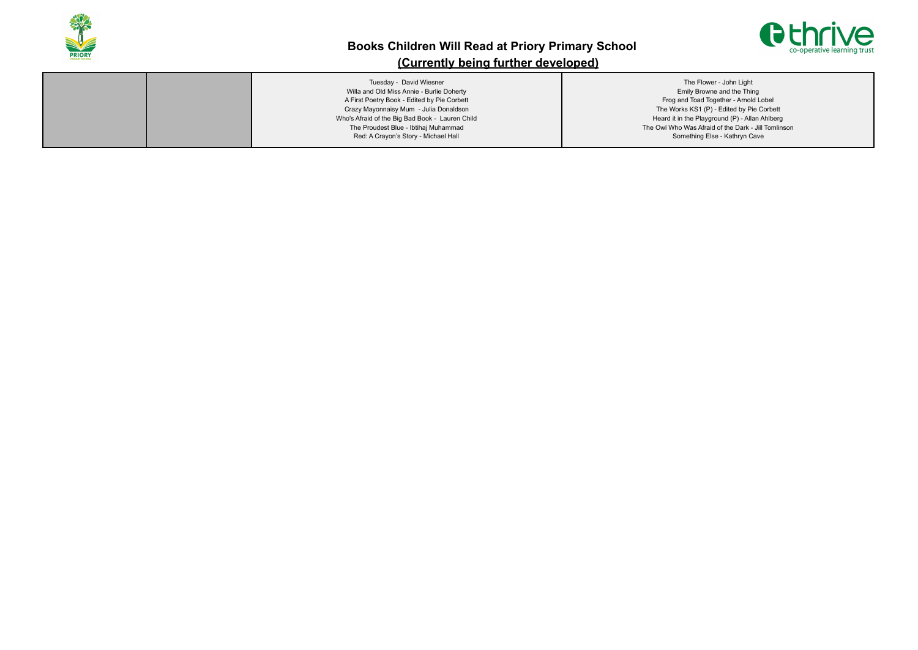## Books Children Will Read at Priory Primary School

**(Currently being further developed)**

| | | | |
|---|---|---|---|
| | | Tuesday - David Wiesner<br>Willa and Old Miss Annie - Burlie Doherty<br>A First Poetry Book - Edited by Pie Corbett<br>Crazy Mayonnaisy Mum - Julia Donaldson<br>Who's Afraid of the Big Bad Book - Lauren Child<br>The Proudest Blue - Ibtihaj Muhammad<br>Red: A Crayon's Story - Michael Hall | The Flower - John Light<br>Emily Browne and the Thing<br>Frog and Toad Together - Arnold Lobel<br>The Works KS1 (P) - Edited by Pie Corbett<br>Heard it in the Playground (P) - Allan Ahlberg<br>The Owl Who Was Afraid of the Dark - Jill Tomlinson<br>Something Else - Kathryn Cave |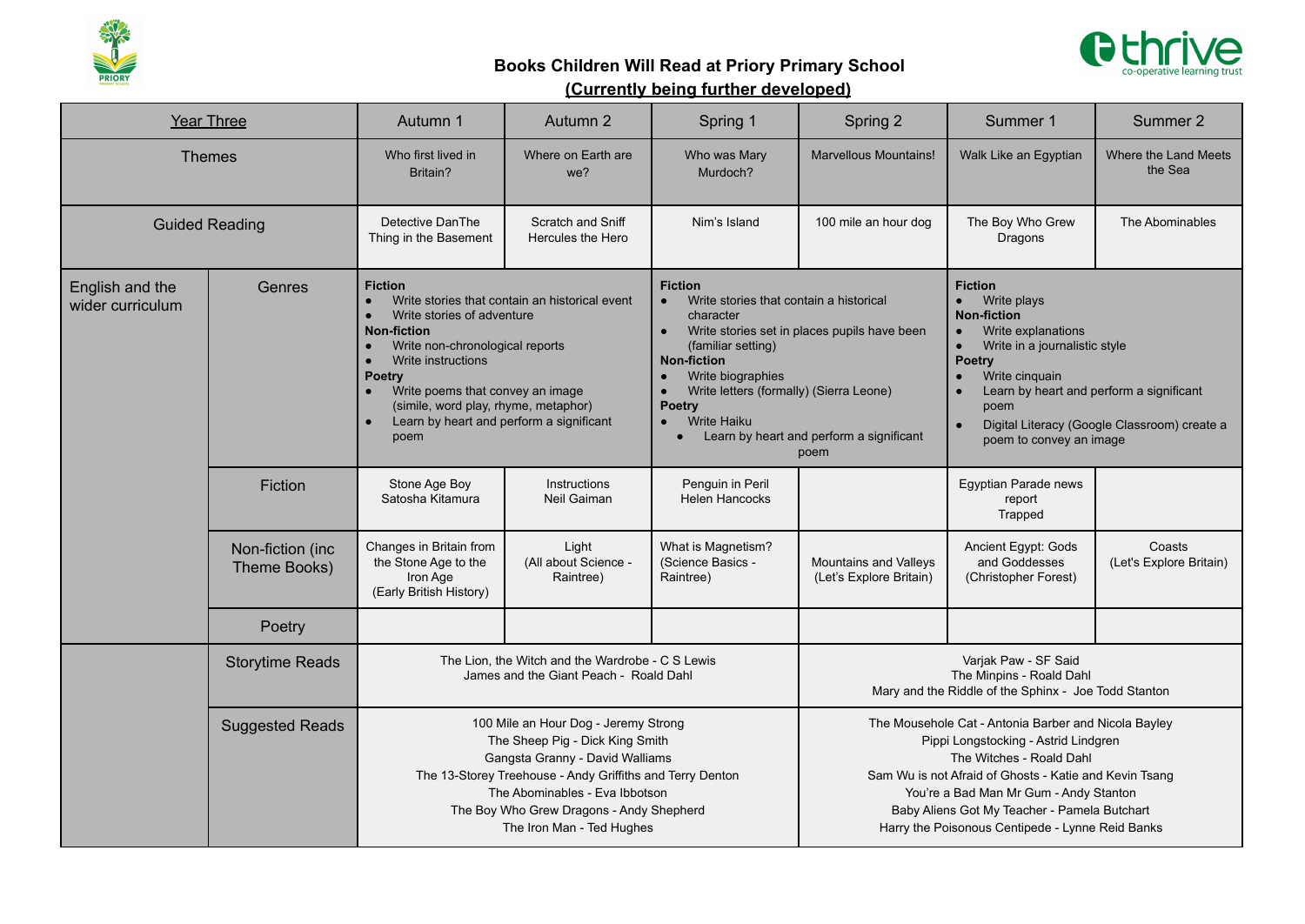# Books Children Will Read at Priory Primary School

**(Currently being further developed)**

| Year Three | | Autumn 1 | Autumn 2 | Spring 1 | Spring 2 | Summer 1 | Summer 2 |
|---|---|---|---|---|---|---|---|
| Themes | | Who first lived in Britain? | Where on Earth are we? | Who was Mary Murdoch? | Marvellous Mountains! | Walk Like an Egyptian | Where the Land Meets the Sea |
| Guided Reading | | Detective DanThe Thing in the Basement | Scratch and Sniff Hercules the Hero | Nim's Island | 100 mile an hour dog | The Boy Who Grew Dragons | The Abominables |
| English and the wider curriculum | Genres | **Fiction** • Write stories that contain an historical event • Write stories of adventure **Non-fiction** • Write non-chronological reports • Write instructions **Poetry** • Write poems that convey an image (simile, word play, rhyme, metaphor) • Learn by heart and perform a significant poem | | **Fiction** • Write stories that contain a historical character • Write stories set in places pupils have been (familiar setting) **Non-fiction** • Write biographies • Write letters (formally) (Sierra Leone) **Poetry** • Write Haiku • Learn by heart and perform a significant poem | | **Fiction** • Write plays **Non-fiction** • Write explanations • Write in a journalistic style **Poetry** • Write cinquain • Learn by heart and perform a significant poem • Digital Literacy (Google Classroom) create a poem to convey an image | |
| | Fiction | Stone Age Boy Satosha Kitamura | Instructions Neil Gaiman | Penguin in Peril Helen Hancocks | | Egyptian Parade news report Trapped | |
| | Non-fiction (inc Theme Books) | Changes in Britain from the Stone Age to the Iron Age (Early British History) | Light (All about Science - Raintree) | What is Magnetism? (Science Basics - Raintree) | Mountains and Valleys (Let's Explore Britain) | Ancient Egypt: Gods and Goddesses (Christopher Forest) | Coasts (Let's Explore Britain) |
| | Poetry | | | | | | |
| | Storytime Reads | The Lion, the Witch and the Wardrobe - C S Lewis<br>James and the Giant Peach - Roald Dahl | | | Varjak Paw - SF Said<br>The Minpins - Roald Dahl<br>Mary and the Riddle of the Sphinx - Joe Todd Stanton | | |
| | Suggested Reads | 100 Mile an Hour Dog - Jeremy Strong<br>The Sheep Pig - Dick King Smith<br>Gangsta Granny - David Walliams<br>The 13-Storey Treehouse - Andy Griffiths and Terry Denton<br>The Abominables - Eva Ibbotson<br>The Boy Who Grew Dragons - Andy Shepherd<br>The Iron Man - Ted Hughes | | | The Mousehole Cat - Antonia Barber and Nicola Bayley<br>Pippi Longstocking - Astrid Lindgren<br>The Witches - Roald Dahl<br>Sam Wu is not Afraid of Ghosts - Katie and Kevin Tsang<br>You're a Bad Man Mr Gum - Andy Stanton<br>Baby Aliens Got My Teacher - Pamela Butchart<br>Harry the Poisonous Centipede - Lynne Reid Banks | | |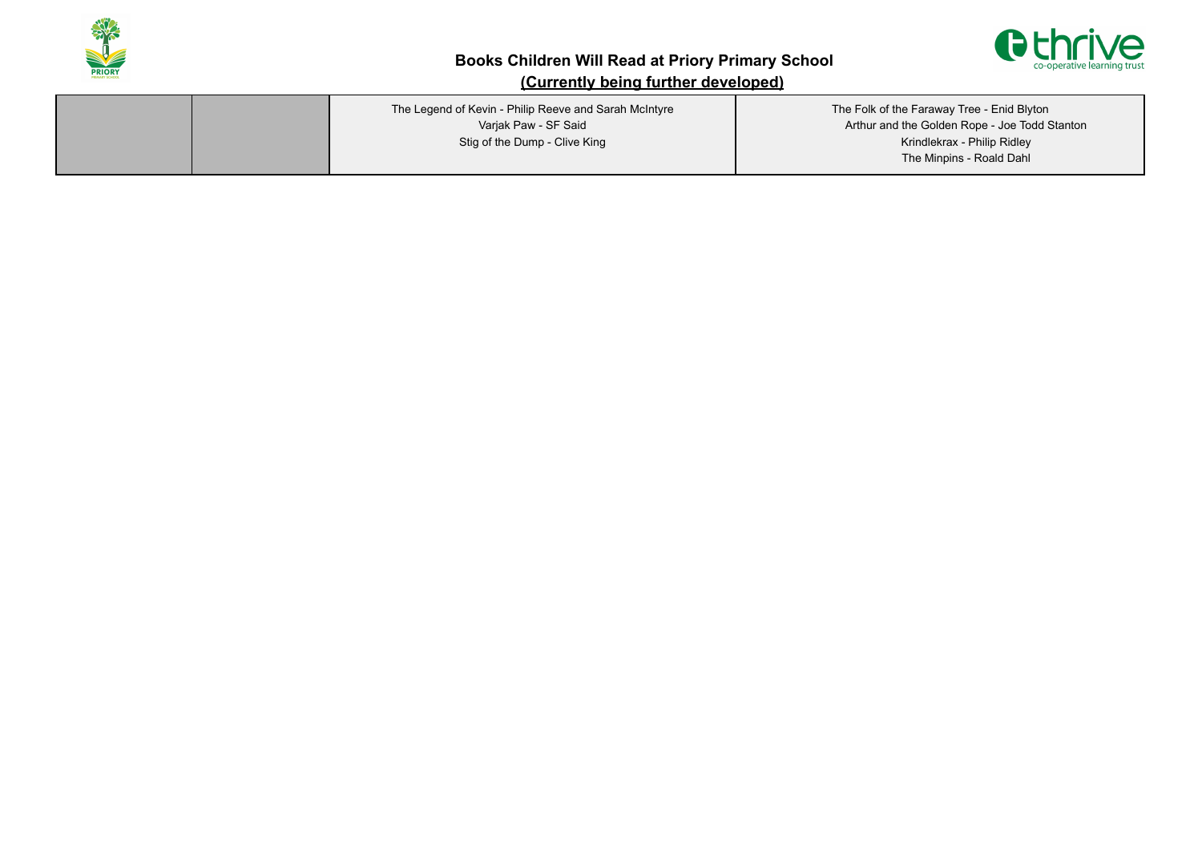# Books Children Will Read at Priory Primary School

**(Currently being further developed)**

| | | | |
|---|---|---|---|
| | | The Legend of Kevin - Philip Reeve and Sarah McIntyre<br>Varjak Paw - SF Said<br>Stig of the Dump - Clive King | The Folk of the Faraway Tree - Enid Blyton<br>Arthur and the Golden Rope - Joe Todd Stanton<br>Krindlekrax - Philip Ridley<br>The Minpins - Roald Dahl |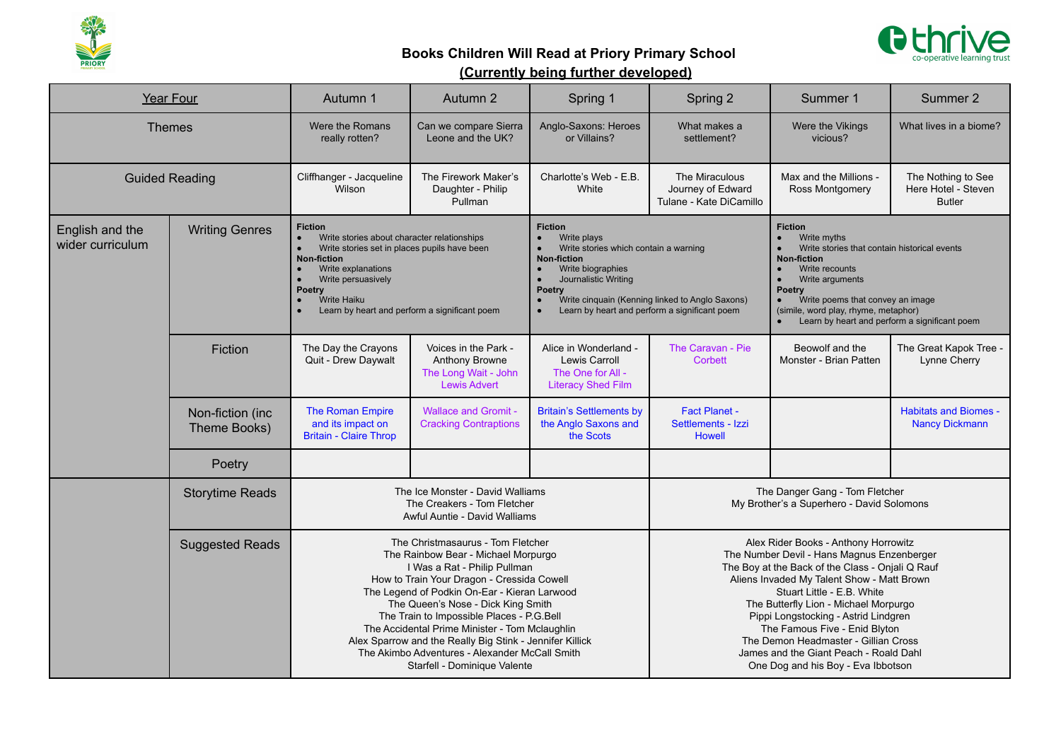## Books Children Will Read at Priory Primary School

**(Currently being further developed)**

| Year Four | | Autumn 1 | Autumn 2 | Spring 1 | Spring 2 | Summer 1 | Summer 2 |
|---|---|---|---|---|---|---|---|
| Themes | | Were the Romans really rotten? | Can we compare Sierra Leone and the UK? | Anglo-Saxons: Heroes or Villains? | What makes a settlement? | Were the Vikings vicious? | What lives in a biome? |
| Guided Reading | | Cliffhanger - Jacqueline Wilson | The Firework Maker's Daughter - Philip Pullman | Charlotte's Web - E.B. White | The Miraculous Journey of Edward Tulane - Kate DiCamillo | Max and the Millions - Ross Montgomery | The Nothing to See Here Hotel - Steven Butler |
| English and the wider curriculum | Writing Genres | **Fiction**<br>• Write stories about character relationships<br>• Write stories set in places pupils have been<br>**Non-fiction**<br>• Write explanations<br>• Write persuasively<br>**Poetry**<br>• Write Haiku<br>• Learn by heart and perform a significant poem | | **Fiction**<br>• Write plays<br>• Write stories which contain a warning<br>**Non-fiction**<br>• Write biographies<br>• Journalistic Writing<br>**Poetry**<br>• Write cinquain (Kenning linked to Anglo Saxons)<br>• Learn by heart and perform a significant poem | | **Fiction**<br>• Write myths<br>• Write stories that contain historical events<br>**Non-fiction**<br>• Write recounts<br>• Write arguments<br>**Poetry**<br>• Write poems that convey an image (simile, word play, rhyme, metaphor)<br>• Learn by heart and perform a significant poem | |
| | Fiction | The Day the Crayons Quit - Drew Daywalt | Voices in the Park - Anthony Browne<br>The Long Wait - John Lewis Advert | Alice in Wonderland - Lewis Carroll<br>The One for All - Literacy Shed Film | The Caravan - Pie Corbett | Beowulf and the Monster - Brian Patten | The Great Kapok Tree - Lynne Cherry |
| | Non-fiction (inc Theme Books) | The Roman Empire and its impact on Britain - Claire Throp | Wallace and Gromit - Cracking Contraptions | Britain's Settlements by the Anglo Saxons and the Scots | Fact Planet - Settlements - Izzi Howell | | Habitats and Biomes - Nancy Dickmann |
| | Poetry | | | | | | |
| | Storytime Reads | The Ice Monster - David Walliams<br>The Creakers - Tom Fletcher<br>Awful Auntie - David Walliams | | | The Danger Gang - Tom Fletcher<br>My Brother's a Superhero - David Solomons | | |
| | Suggested Reads | The Christmasaurus - Tom Fletcher<br>The Rainbow Bear - Michael Morpurgo<br>I Was a Rat - Philip Pullman<br>How to Train Your Dragon - Cressida Cowell<br>The Legend of Podkin On-Ear - Kieran Larwood<br>The Queen's Nose - Dick King Smith<br>The Train to Impossible Places - P.G.Bell<br>The Accidental Prime Minister - Tom Mclaughlin<br>Alex Sparrow and the Really Big Stink - Jennifer Killick<br>The Akimbo Adventures - Alexander McCall Smith<br>Starfell - Dominique Valente | | | Alex Rider Books - Anthony Horrowitz<br>The Number Devil - Hans Magnus Enzenberger<br>The Boy at the Back of the Class - Onjali Q Rauf<br>Aliens Invaded My Talent Show - Matt Brown<br>Stuart Little - E.B. White<br>The Butterfly Lion - Michael Morpurgo<br>Pippi Longstocking - Astrid Lindgren<br>The Famous Five - Enid Blyton<br>The Demon Headmaster - Gillian Cross<br>James and the Giant Peach - Roald Dahl<br>One Dog and his Boy - Eva Ibbotson | | |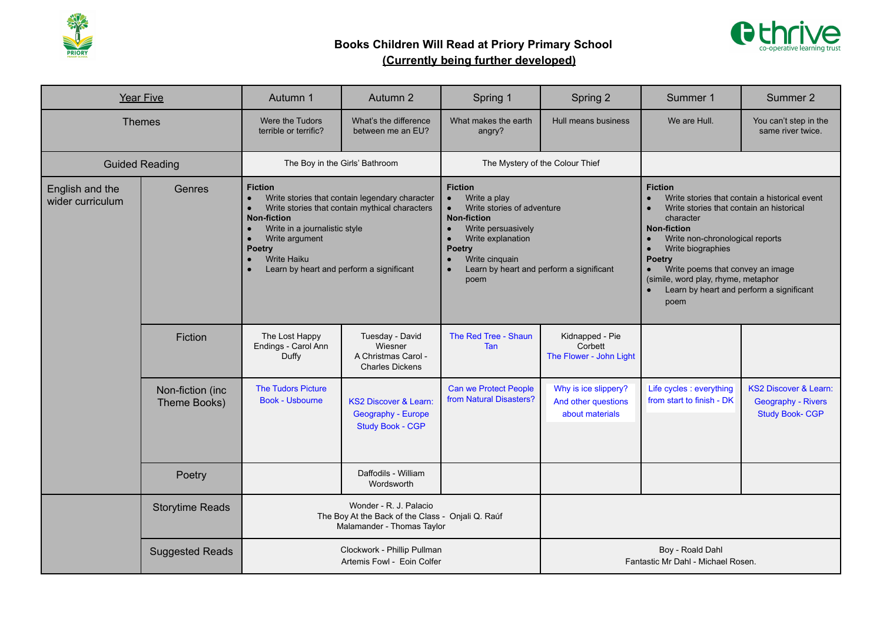# Books Children Will Read at Priory Primary School

**(Currently being further developed)**

| Year Five | | Autumn 1 | Autumn 2 | Spring 1 | Spring 2 | Summer 1 | Summer 2 |
|---|---|---|---|---|---|---|---|
| Themes | | Were the Tudors terrible or terrific? | What's the difference between me an EU? | What makes the earth angry? | Hull means business | We are Hull. | You can't step in the same river twice. |
| Guided Reading | | The Boy in the Girls' Bathroom | | The Mystery of the Colour Thief | | | |
| English and the wider curriculum | Genres | **Fiction** • Write stories that contain legendary character • Write stories that contain mythical characters **Non-fiction** • Write in a journalistic style • Write argument **Poetry** • Write Haiku • Learn by heart and perform a significant | | **Fiction** • Write a play • Write stories of adventure **Non-fiction** • Write persuasively • Write explanation **Poetry** • Write cinquain • Learn by heart and perform a significant poem | | **Fiction** • Write stories that contain a historical event • Write stories that contain an historical character **Non-fiction** • Write non-chronological reports • Write biographies **Poetry** • Write poems that convey an image (simile, word play, rhyme, metaphor • Learn by heart and perform a significant poem | |
| | Fiction | The Lost Happy Endings - Carol Ann Duffy | Tuesday - David Wiesner<br>A Christmas Carol - Charles Dickens | The Red Tree - Shaun Tan | Kidnapped - Pie Corbett<br>The Flower - John Light | | |
| | Non-fiction (inc Theme Books) | The Tudors Picture Book - Usbourne | KS2 Discover & Learn: Geography - Europe Study Book - CGP | Can we Protect People from Natural Disasters? | Why is ice slippery? And other questions about materials | Life cycles : everything from start to finish - DK | KS2 Discover & Learn: Geography - Rivers Study Book- CGP |
| | Poetry | | Daffodils - William Wordsworth | | | | |
| | Storytime Reads | Wonder - R. J. Palacio<br>The Boy At the Back of the Class - Onjali Q. Raúf<br>Malamander - Thomas Taylor | | | | | |
| | Suggested Reads | Clockwork - Phillip Pullman<br>Artemis Fowl - Eoin Colfer | | | Boy - Roald Dahl<br>Fantastic Mr Dahl - Michael Rosen. | | |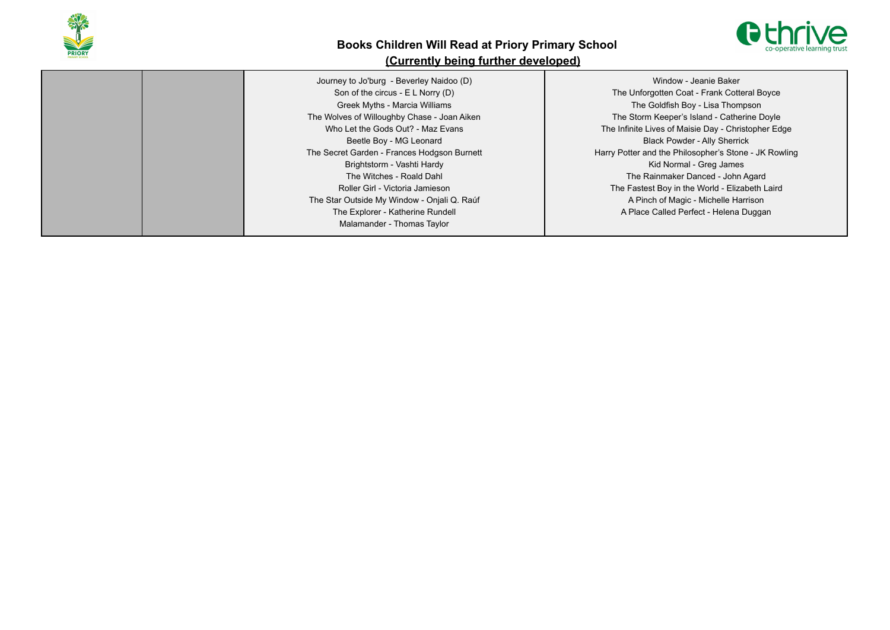## Books Children Will Read at Priory Primary School

**(Currently being further developed)**

| | | | |
|---|---|---|---|
| | | Journey to Jo'burg - Beverley Naidoo (D)<br>Son of the circus - E L Norry (D)<br>Greek Myths - Marcia Williams<br>The Wolves of Willoughby Chase - Joan Aiken<br>Who Let the Gods Out? - Maz Evans<br>Beetle Boy - MG Leonard<br>The Secret Garden - Frances Hodgson Burnett<br>Brightstorm - Vashti Hardy<br>The Witches - Roald Dahl<br>Roller Girl - Victoria Jamieson<br>The Star Outside My Window - Onjali Q. Raúf<br>The Explorer - Katherine Rundell<br>Malamander - Thomas Taylor | Window - Jeanie Baker<br>The Unforgotten Coat - Frank Cotteral Boyce<br>The Goldfish Boy - Lisa Thompson<br>The Storm Keeper's Island - Catherine Doyle<br>The Infinite Lives of Maisie Day - Christopher Edge<br>Black Powder - Ally Sherrick<br>Harry Potter and the Philosopher's Stone - JK Rowling<br>Kid Normal - Greg James<br>The Rainmaker Danced - John Agard<br>The Fastest Boy in the World - Elizabeth Laird<br>A Pinch of Magic - Michelle Harrison<br>A Place Called Perfect - Helena Duggan |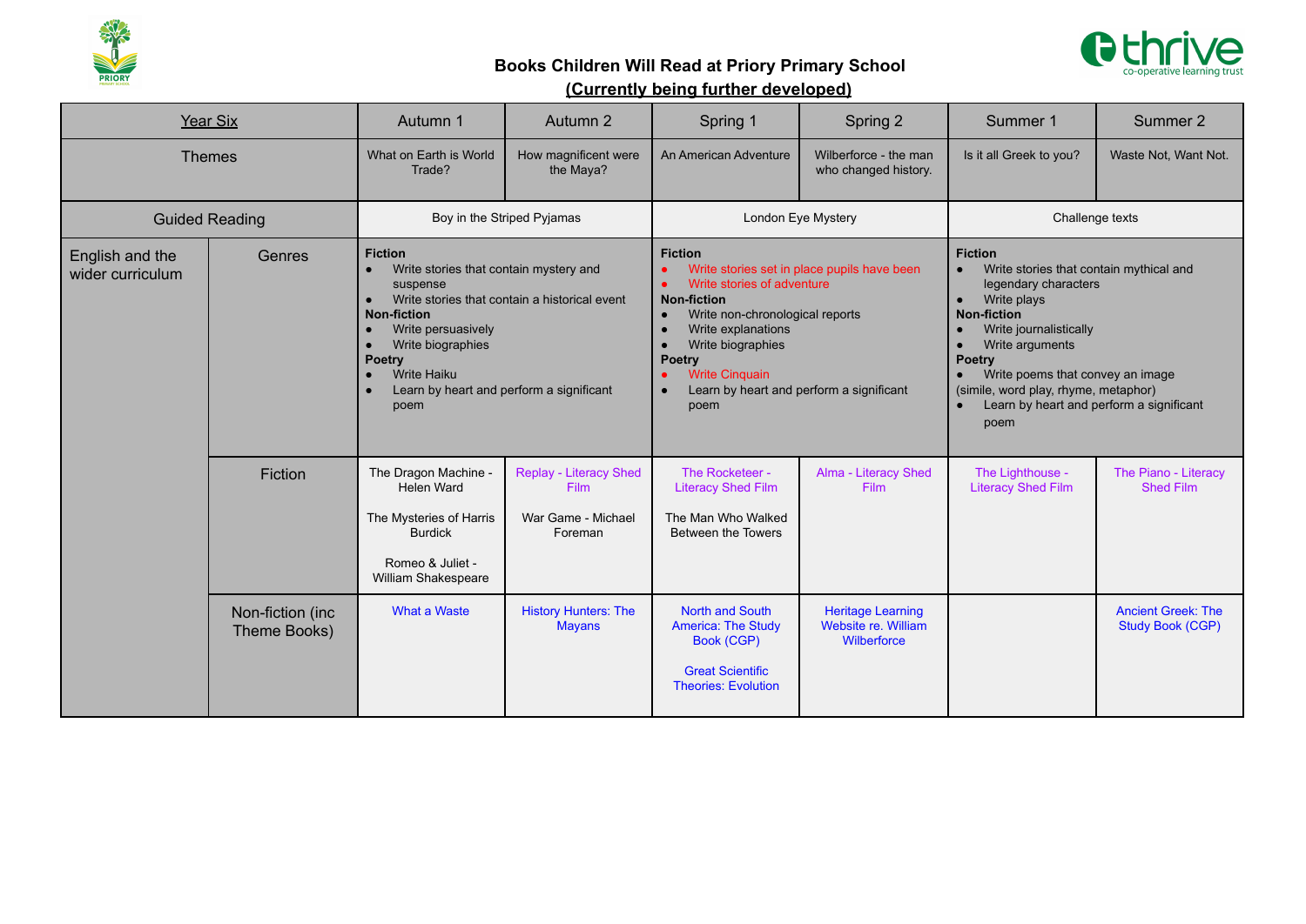# Books Children Will Read at Priory Primary School

**(Currently being further developed)**

| Year Six | | Autumn 1 | Autumn 2 | Spring 1 | Spring 2 | Summer 1 | Summer 2 |
|---|---|---|---|---|---|---|---|
| Themes | | What on Earth is World Trade? | How magnificent were the Maya? | An American Adventure | Wilberforce - the man who changed history. | Is it all Greek to you? | Waste Not, Want Not. |
| Guided Reading | | Boy in the Striped Pyjamas | | London Eye Mystery | | Challenge texts | |
| English and the wider curriculum | Genres | **Fiction**<br>● Write stories that contain mystery and suspense<br>● Write stories that contain a historical event<br>**Non-fiction**<br>● Write persuasively<br>● Write biographies<br>**Poetry**<br>● Write Haiku<br>● Learn by heart and perform a significant poem | | **Fiction**<br>● Write stories set in place pupils have been<br>● Write stories of adventure<br>**Non-fiction**<br>● Write non-chronological reports<br>● Write explanations<br>● Write biographies<br>**Poetry**<br>● Write Cinquain<br>● Learn by heart and perform a significant poem | | **Fiction**<br>● Write stories that contain mythical and legendary characters<br>● Write plays<br>**Non-fiction**<br>● Write journalistically<br>● Write arguments<br>**Poetry**<br>● Write poems that convey an image (simile, word play, rhyme, metaphor)<br>● Learn by heart and perform a significant poem | |
| | Fiction | The Dragon Machine - Helen Ward<br><br>The Mysteries of Harris Burdick<br><br>Romeo & Juliet - William Shakespeare | Replay - Literacy Shed Film<br><br>War Game - Michael Foreman | The Rocketeer - Literacy Shed Film<br><br>The Man Who Walked Between the Towers | Alma - Literacy Shed Film | The Lighthouse - Literacy Shed Film | The Piano - Literacy Shed Film |
| | Non-fiction (inc Theme Books) | What a Waste | History Hunters: The Mayans | North and South America: The Study Book (CGP)<br><br>Great Scientific Theories: Evolution | Heritage Learning Website re. William Wilberforce | | Ancient Greek: The Study Book (CGP) |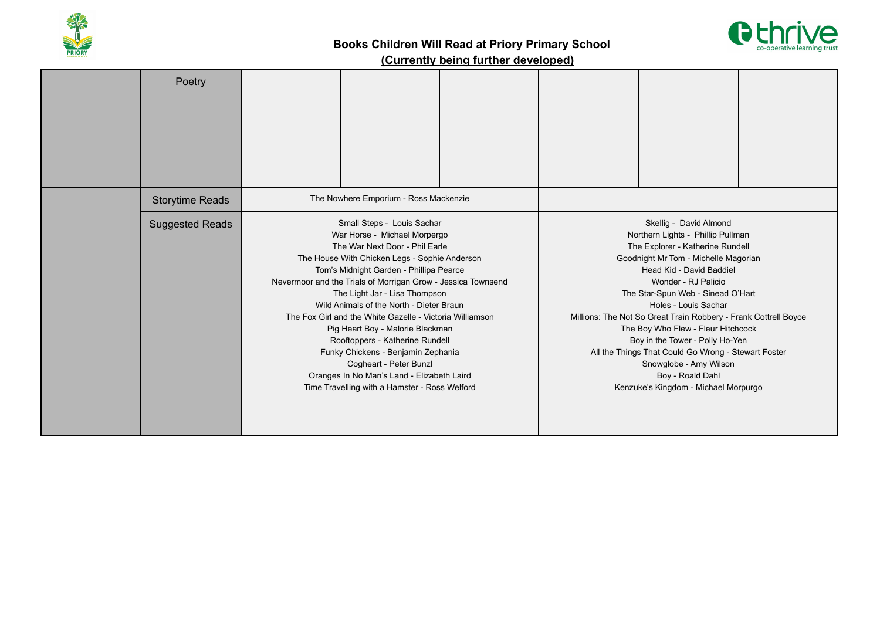**Books Children Will Read at Priory Primary School**

**(Currently being further developed)**

| | | | | | | | |
|---|---|---|---|---|---|---|---|
| | Poetry | | | | | | |
| | Storytime Reads | The Nowhere Emporium - Ross Mackenzie | | | | | |
| | Suggested Reads | Small Steps - Louis Sachar<br>War Horse - Michael Morpergo<br>The War Next Door - Phil Earle<br>The House With Chicken Legs - Sophie Anderson<br>Tom's Midnight Garden - Phillipa Pearce<br>Nevermoor and the Trials of Morrigan Grow - Jessica Townsend<br>The Light Jar - Lisa Thompson<br>Wild Animals of the North - Dieter Braun<br>The Fox Girl and the White Gazelle - Victoria Williamson<br>Pig Heart Boy - Malorie Blackman<br>Rooftoppers - Katherine Rundell<br>Funky Chickens - Benjamin Zephania<br>Cogheart - Peter Bunzl<br>Oranges In No Man's Land - Elizabeth Laird<br>Time Travelling with a Hamster - Ross Welford | | | Skellig - David Almond<br>Northern Lights - Phillip Pullman<br>The Explorer - Katherine Rundell<br>Goodnight Mr Tom - Michelle Magorian<br>Head Kid - David Baddiel<br>Wonder - RJ Palicio<br>The Star-Spun Web - Sinead O'Hart<br>Holes - Louis Sachar<br>Millions: The Not So Great Train Robbery - Frank Cottrell Boyce<br>The Boy Who Flew - Fleur Hitchcock<br>Boy in the Tower - Polly Ho-Yen<br>All the Things That Could Go Wrong - Stewart Foster<br>Snowglobe - Amy Wilson<br>Boy - Roald Dahl<br>Kenzuke's Kingdom - Michael Morpurgo | | |